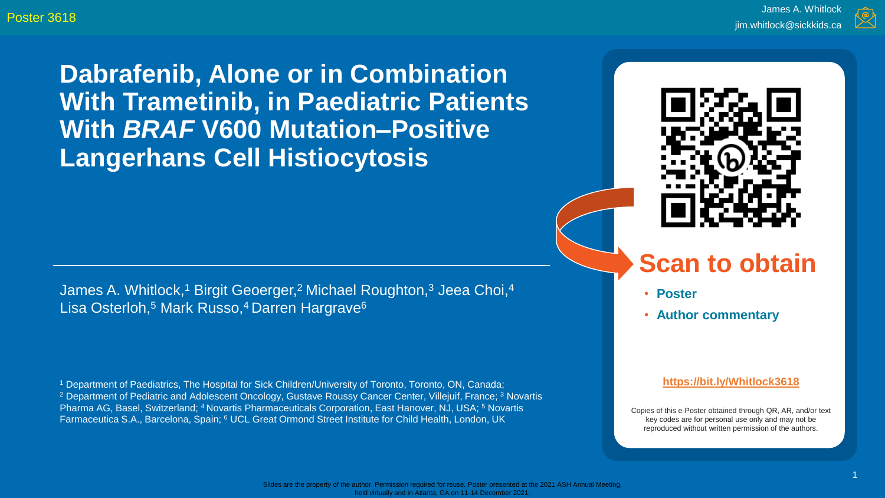Poster 3618

James A. Whitlock
jim.whitlock@sickkids.ca

# Dabrafenib, Alone or in Combination With Trametinib, in Paediatric Patients With *BRAF* V600 Mutation–Positive Langerhans Cell Histiocytosis

James A. Whitlock,[1] Birgit Geoerger,[2] Michael Roughton,[3] Jeea Choi,[4] Lisa Osterloh,[5] Mark Russo,[4] Darren Hargrave[6]

[1] Department of Paediatrics, The Hospital for Sick Children/University of Toronto, Toronto, ON, Canada; [2] Department of Pediatric and Adolescent Oncology, Gustave Roussy Cancer Center, Villejuif, France; [3] Novartis Pharma AG, Basel, Switzerland; [4] Novartis Pharmaceuticals Corporation, East Hanover, NJ, USA; [5] Novartis Farmaceutica S.A., Barcelona, Spain; [6] UCL Great Ormond Street Institute for Child Health, London, UK

## Scan to obtain

- **Poster**
- **Author commentary**

**https://bit.ly/Whitlock3618**

Copies of this e-Poster obtained through QR, AR, and/or text key codes are for personal use only and may not be reproduced without written permission of the authors.

Slides are the property of the author. Permission required for reuse. Poster presented at the 2021 ASH Annual Meeting, held virtually and in Atlanta, GA on 11-14 December 2021.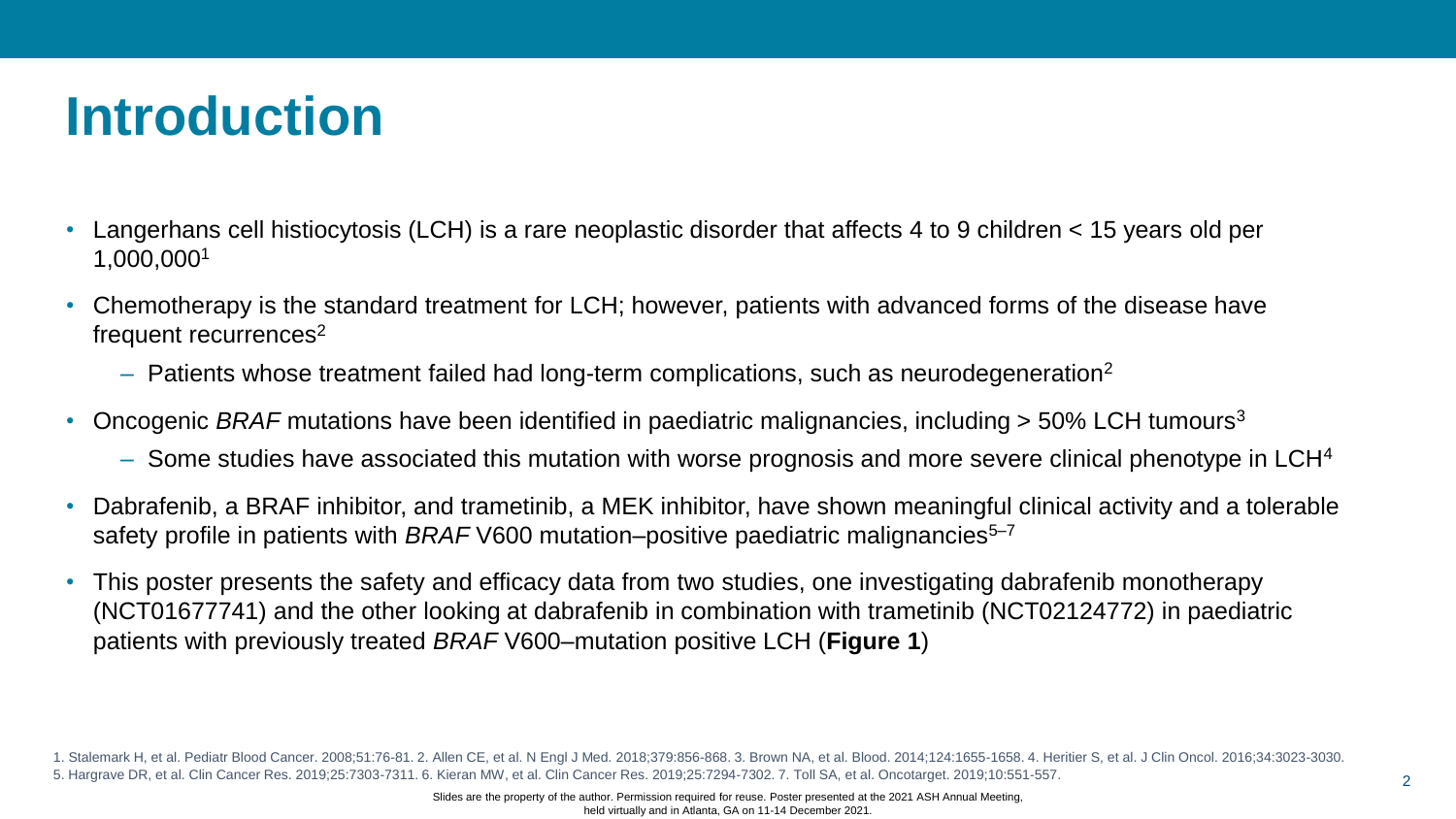# Introduction

- Langerhans cell histiocytosis (LCH) is a rare neoplastic disorder that affects 4 to 9 children < 15 years old per 1,000,000[1]
- Chemotherapy is the standard treatment for LCH; however, patients with advanced forms of the disease have frequent recurrences[2]
  - Patients whose treatment failed had long-term complications, such as neurodegeneration[2]
- Oncogenic *BRAF* mutations have been identified in paediatric malignancies, including > 50% LCH tumours[3]
  - Some studies have associated this mutation with worse prognosis and more severe clinical phenotype in LCH[4]
- Dabrafenib, a BRAF inhibitor, and trametinib, a MEK inhibitor, have shown meaningful clinical activity and a tolerable safety profile in patients with *BRAF* V600 mutation–positive paediatric malignancies[5–7]
- This poster presents the safety and efficacy data from two studies, one investigating dabrafenib monotherapy (NCT01677741) and the other looking at dabrafenib in combination with trametinib (NCT02124772) in paediatric patients with previously treated *BRAF* V600–mutation positive LCH (**Figure 1**)

1. Stalemark H, et al. Pediatr Blood Cancer. 2008;51:76-81. 2. Allen CE, et al. N Engl J Med. 2018;379:856-868. 3. Brown NA, et al. Blood. 2014;124:1655-1658. 4. Heritier S, et al. J Clin Oncol. 2016;34:3023-3030. 5. Hargrave DR, et al. Clin Cancer Res. 2019;25:7303-7311. 6. Kieran MW, et al. Clin Cancer Res. 2019;25:7294-7302. 7. Toll SA, et al. Oncotarget. 2019;10:551-557.

Slides are the property of the author. Permission required for reuse. Poster presented at the 2021 ASH Annual Meeting, held virtually and in Atlanta, GA on 11-14 December 2021.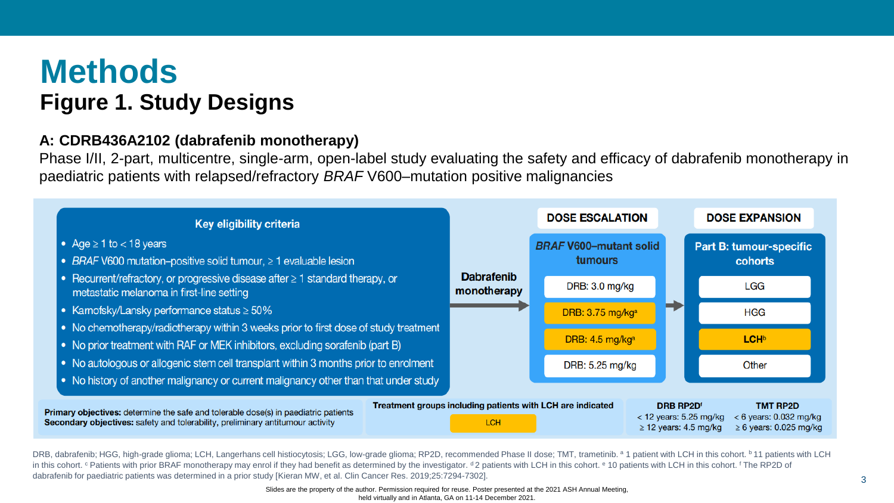# Methods

## Figure 1. Study Designs

### A: CDRB436A2102 (dabrafenib monotherapy)

Phase I/II, 2-part, multicentre, single-arm, open-label study evaluating the safety and efficacy of dabrafenib monotherapy in paediatric patients with relapsed/refractory *BRAF* V600–mutation positive malignancies

**Key eligibility criteria**

- Age ≥ 1 to < 18 years
- *BRAF* V600 mutation–positive solid tumour, ≥ 1 evaluable lesion
- Recurrent/refractory, or progressive disease after ≥ 1 standard therapy, or metastatic melanoma in first-line setting
- Karnofsky/Lansky performance status ≥ 50%
- No chemotherapy/radiotherapy within 3 weeks prior to first dose of study treatment
- No prior treatment with RAF or MEK inhibitors, excluding sorafenib (part B)
- No autologous or allogenic stem cell transplant within 3 months prior to enrolment
- No history of another malignancy or current malignancy other than that under study

**Dabrafenib monotherapy**

**DOSE ESCALATION**

***BRAF* V600–mutant solid tumours**

- DRB: 3.0 mg/kg
- DRB: 3.75 mg/kg[a]
- DRB: 4.5 mg/kg[a]
- DRB: 5.25 mg/kg

**DOSE EXPANSION**

**Part B: tumour-specific cohorts**

- LGG
- HGG
- LCH[b]
- Other

**Primary objectives:** determine the safe and tolerable dose(s) in paediatric patients
**Secondary objectives:** safety and tolerability, preliminary antitumour activity

**Treatment groups including patients with LCH are indicated**

LCH

| DRB RP2D[f] | TMT RP2D |
|---|---|
| < 12 years: 5.25 mg/kg | < 6 years: 0.032 mg/kg |
| ≥ 12 years: 4.5 mg/kg | ≥ 6 years: 0.025 mg/kg |

DRB, dabrafenib; HGG, high-grade glioma; LCH, Langerhans cell histiocytosis; LGG, low-grade glioma; RP2D, recommended Phase II dose; TMT, trametinib. [a] 1 patient with LCH in this cohort. [b] 11 patients with LCH in this cohort. [c] Patients with prior BRAF monotherapy may enrol if they had benefit as determined by the investigator. [d] 2 patients with LCH in this cohort. [e] 10 patients with LCH in this cohort. [f] The RP2D of dabrafenib for paediatric patients was determined in a prior study [Kieran MW, et al. Clin Cancer Res. 2019;25:7294-7302].

Slides are the property of the author. Permission required for reuse. Poster presented at the 2021 ASH Annual Meeting, held virtually and in Atlanta, GA on 11-14 December 2021.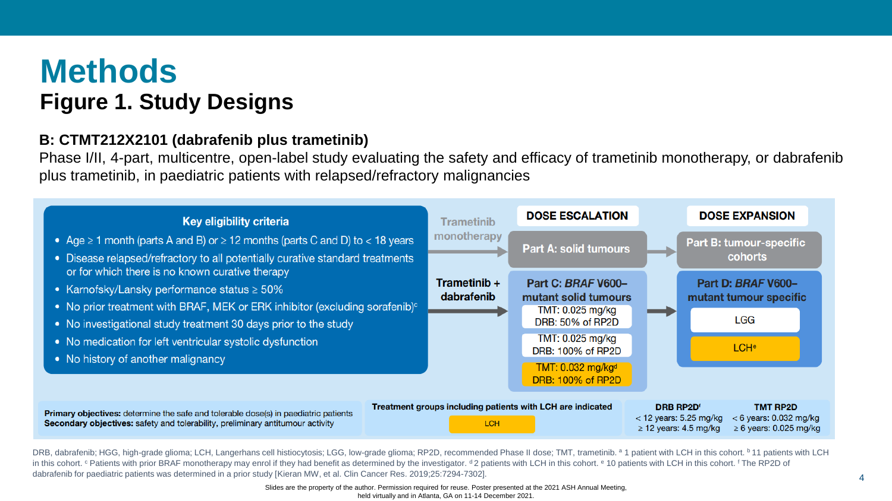# Methods

## Figure 1. Study Designs

**B: CTMT212X2101 (dabrafenib plus trametinib)**

Phase I/II, 4-part, multicentre, open-label study evaluating the safety and efficacy of trametinib monotherapy, or dabrafenib plus trametinib, in paediatric patients with relapsed/refractory malignancies

**Key eligibility criteria**

- Age ≥ 1 month (parts A and B) or ≥ 12 months (parts C and D) to < 18 years
- Disease relapsed/refractory to all potentially curative standard treatments or for which there is no known curative therapy
- Karnofsky/Lansky performance status ≥ 50%
- No prior treatment with BRAF, MEK or ERK inhibitor (excluding sorafenib)[c]
- No investigational study treatment 30 days prior to the study
- No medication for left ventricular systolic dysfunction
- No history of another malignancy

Trametinib monotherapy

Trametinib + dabrafenib

DOSE ESCALATION

Part A: solid tumours

Part C: *BRAF* V600–mutant solid tumours

TMT: 0.025 mg/kg
DRB: 50% of RP2D

TMT: 0.025 mg/kg
DRB: 100% of RP2D

TMT: 0.032 mg/kg[d]
DRB: 100% of RP2D

DOSE EXPANSION

Part B: tumour-specific cohorts

Part D: *BRAF* V600–mutant tumour specific

LGG

LCH[e]

**Primary objectives:** determine the safe and tolerable dose(s) in paediatric patients
**Secondary objectives:** safety and tolerability, preliminary antitumour activity

Treatment groups including patients with LCH are indicated

LCH

| DRB RP2D[f] | TMT RP2D |
|---|---|
| < 12 years: 5.25 mg/kg | < 6 years: 0.032 mg/kg |
| ≥ 12 years: 4.5 mg/kg | ≥ 6 years: 0.025 mg/kg |

DRB, dabrafenib; HGG, high-grade glioma; LCH, Langerhans cell histiocytosis; LGG, low-grade glioma; RP2D, recommended Phase II dose; TMT, trametinib. [a] 1 patient with LCH in this cohort. [b] 11 patients with LCH in this cohort. [c] Patients with prior BRAF monotherapy may enrol if they had benefit as determined by the investigator. [d] 2 patients with LCH in this cohort. [e] 10 patients with LCH in this cohort. [f] The RP2D of dabrafenib for paediatric patients was determined in a prior study [Kieran MW, et al. Clin Cancer Res. 2019;25:7294-7302].

Slides are the property of the author. Permission required for reuse. Poster presented at the 2021 ASH Annual Meeting, held virtually and in Atlanta, GA on 11-14 December 2021.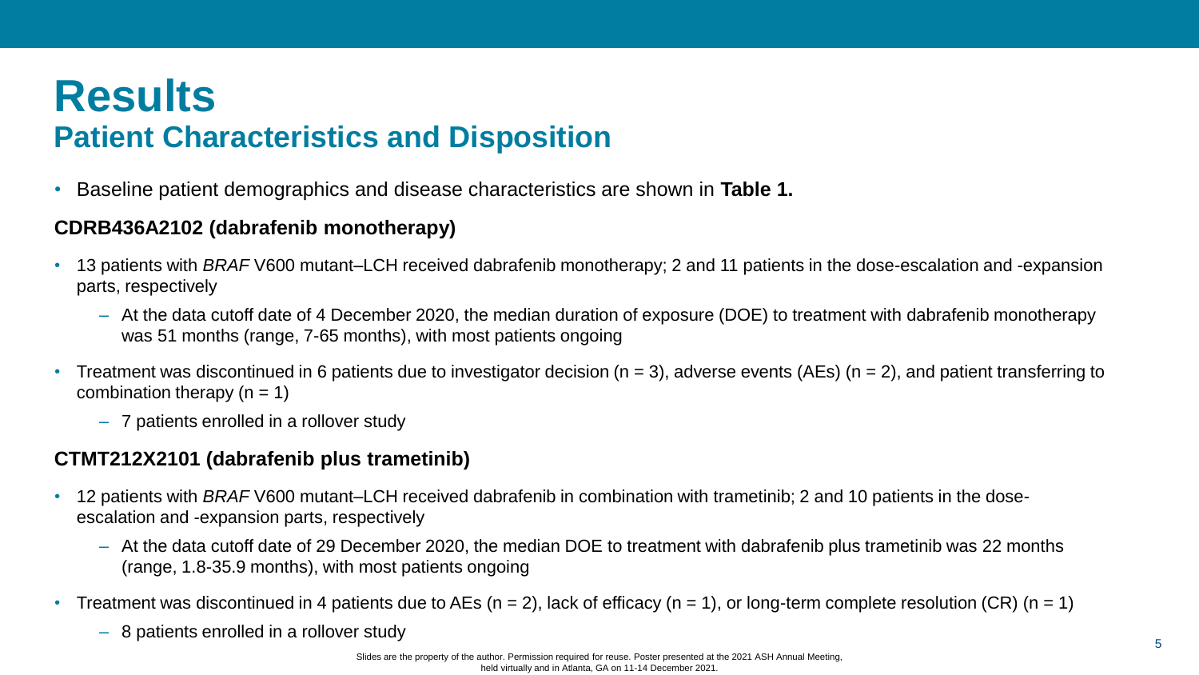# Results

## Patient Characteristics and Disposition

- Baseline patient demographics and disease characteristics are shown in **Table 1.**

### CDRB436A2102 (dabrafenib monotherapy)

- 13 patients with *BRAF* V600 mutant–LCH received dabrafenib monotherapy; 2 and 11 patients in the dose-escalation and -expansion parts, respectively
  - At the data cutoff date of 4 December 2020, the median duration of exposure (DOE) to treatment with dabrafenib monotherapy was 51 months (range, 7-65 months), with most patients ongoing
- Treatment was discontinued in 6 patients due to investigator decision (n = 3), adverse events (AEs) (n = 2), and patient transferring to combination therapy (n = 1)
  - 7 patients enrolled in a rollover study

### CTMT212X2101 (dabrafenib plus trametinib)

- 12 patients with *BRAF* V600 mutant–LCH received dabrafenib in combination with trametinib; 2 and 10 patients in the dose-escalation and -expansion parts, respectively
  - At the data cutoff date of 29 December 2020, the median DOE to treatment with dabrafenib plus trametinib was 22 months (range, 1.8-35.9 months), with most patients ongoing
- Treatment was discontinued in 4 patients due to AEs (n = 2), lack of efficacy (n = 1), or long-term complete resolution (CR) (n = 1)
  - 8 patients enrolled in a rollover study

Slides are the property of the author. Permission required for reuse. Poster presented at the 2021 ASH Annual Meeting, held virtually and in Atlanta, GA on 11-14 December 2021.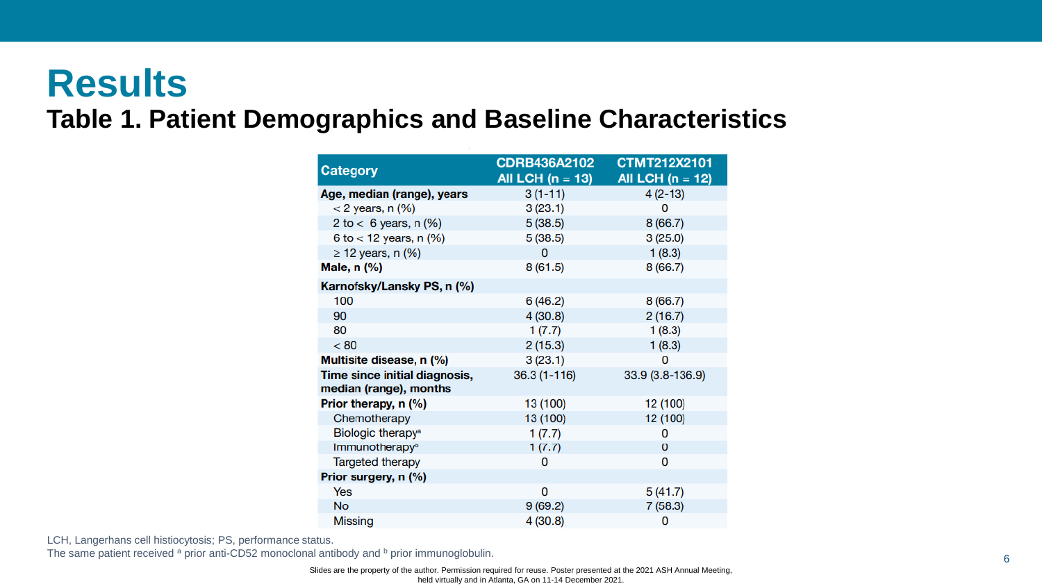# Results

## Table 1. Patient Demographics and Baseline Characteristics

| Category | CDRB436A2102 All LCH (n = 13) | CTMT212X2101 All LCH (n = 12) |
|---|---|---|
| **Age, median (range), years** | 3 (1-11) | 4 (2-13) |
| < 2 years, n (%) | 3 (23.1) | 0 |
| 2 to < 6 years, n (%) | 5 (38.5) | 8 (66.7) |
| 6 to < 12 years, n (%) | 5 (38.5) | 3 (25.0) |
| ≥ 12 years, n (%) | 0 | 1 (8.3) |
| **Male, n (%)** | 8 (61.5) | 8 (66.7) |
| **Karnofsky/Lansky PS, n (%)** | | |
| 100 | 6 (46.2) | 8 (66.7) |
| 90 | 4 (30.8) | 2 (16.7) |
| 80 | 1 (7.7) | 1 (8.3) |
| < 80 | 2 (15.3) | 1 (8.3) |
| **Multisite disease, n (%)** | 3 (23.1) | 0 |
| **Time since initial diagnosis, median (range), months** | 36.3 (1-116) | 33.9 (3.8-136.9) |
| **Prior therapy, n (%)** | 13 (100) | 12 (100) |
| Chemotherapy | 13 (100) | 12 (100) |
| Biologic therapy[a] | 1 (7.7) | 0 |
| Immunotherapy[b] | 1 (7.7) | 0 |
| Targeted therapy | 0 | 0 |
| **Prior surgery, n (%)** | | |
| Yes | 0 | 5 (41.7) |
| No | 9 (69.2) | 7 (58.3) |
| Missing | 4 (30.8) | 0 |

LCH, Langerhans cell histiocytosis; PS, performance status.
The same patient received [a] prior anti-CD52 monoclonal antibody and [b] prior immunoglobulin.

Slides are the property of the author. Permission required for reuse. Poster presented at the 2021 ASH Annual Meeting, held virtually and in Atlanta, GA on 11-14 December 2021.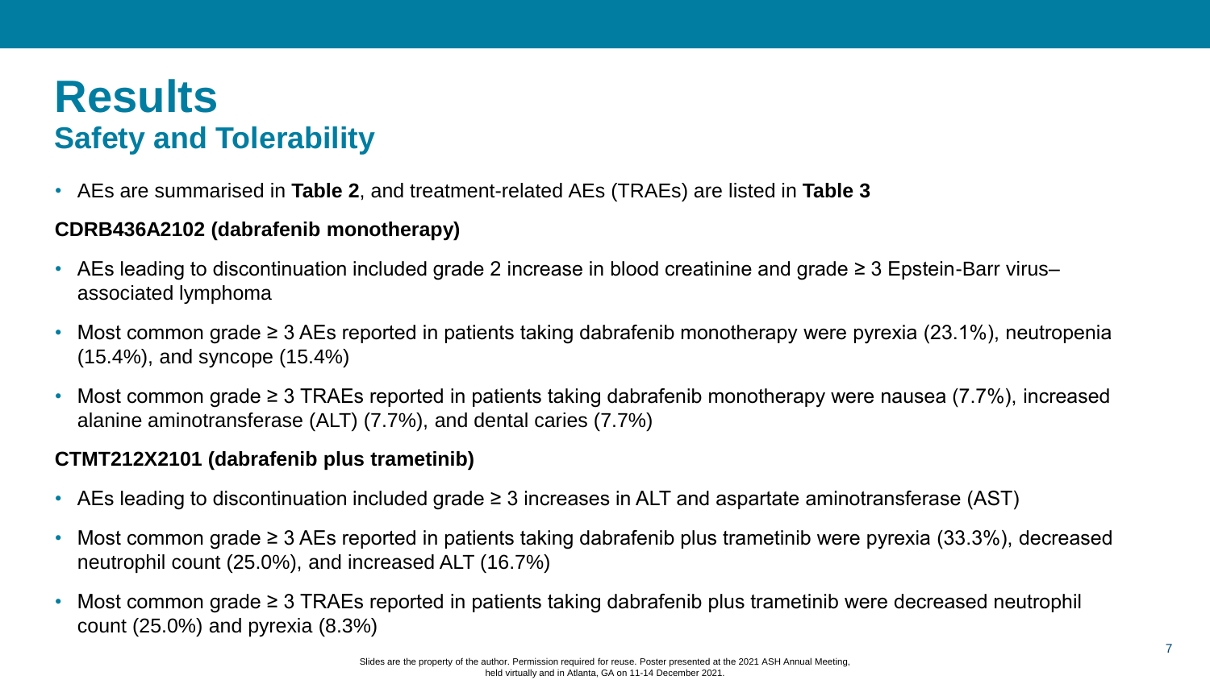# Results

## Safety and Tolerability

- AEs are summarised in **Table 2**, and treatment-related AEs (TRAEs) are listed in **Table 3**

**CDRB436A2102 (dabrafenib monotherapy)**

- AEs leading to discontinuation included grade 2 increase in blood creatinine and grade ≥ 3 Epstein-Barr virus–associated lymphoma
- Most common grade ≥ 3 AEs reported in patients taking dabrafenib monotherapy were pyrexia (23.1%), neutropenia (15.4%), and syncope (15.4%)
- Most common grade ≥ 3 TRAEs reported in patients taking dabrafenib monotherapy were nausea (7.7%), increased alanine aminotransferase (ALT) (7.7%), and dental caries (7.7%)

**CTMT212X2101 (dabrafenib plus trametinib)**

- AEs leading to discontinuation included grade ≥ 3 increases in ALT and aspartate aminotransferase (AST)
- Most common grade ≥ 3 AEs reported in patients taking dabrafenib plus trametinib were pyrexia (33.3%), decreased neutrophil count (25.0%), and increased ALT (16.7%)
- Most common grade ≥ 3 TRAEs reported in patients taking dabrafenib plus trametinib were decreased neutrophil count (25.0%) and pyrexia (8.3%)

Slides are the property of the author. Permission required for reuse. Poster presented at the 2021 ASH Annual Meeting, held virtually and in Atlanta, GA on 11-14 December 2021.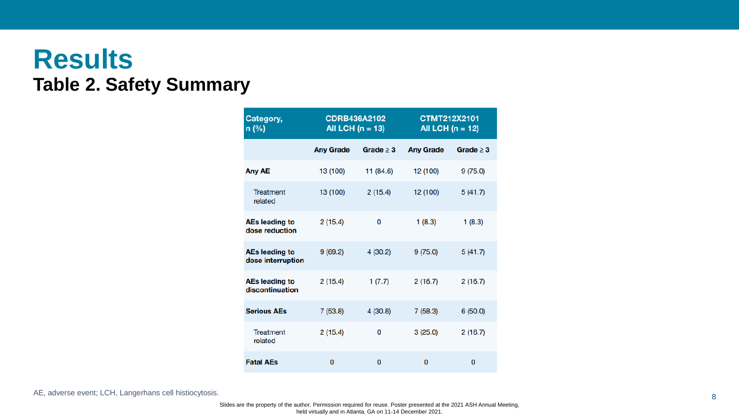# Results

## Table 2. Safety Summary

| Category, n (%) | CDRB436A2102 All LCH (n = 13) | | CTMT212X2101 All LCH (n = 12) | |
|---|---|---|---|---|
| | Any Grade | Grade ≥ 3 | Any Grade | Grade ≥ 3 |
| **Any AE** | 13 (100) | 11 (84.6) | 12 (100) | 9 (75.0) |
| Treatment related | 13 (100) | 2 (15.4) | 12 (100) | 5 (41.7) |
| **AEs leading to dose reduction** | 2 (15.4) | 0 | 1 (8.3) | 1 (8.3) |
| **AEs leading to dose interruption** | 9 (69.2) | 4 (30.2) | 9 (75.0) | 5 (41.7) |
| **AEs leading to discontinuation** | 2 (15.4) | 1 (7.7) | 2 (16.7) | 2 (16.7) |
| **Serious AEs** | 7 (53.8) | 4 (30.8) | 7 (58.3) | 6 (50.0) |
| Treatment related | 2 (15.4) | 0 | 3 (25.0) | 2 (16.7) |
| **Fatal AEs** | 0 | 0 | 0 | 0 |

AE, adverse event; LCH, Langerhans cell histiocytosis.

Slides are the property of the author. Permission required for reuse. Poster presented at the 2021 ASH Annual Meeting, held virtually and in Atlanta, GA on 11-14 December 2021.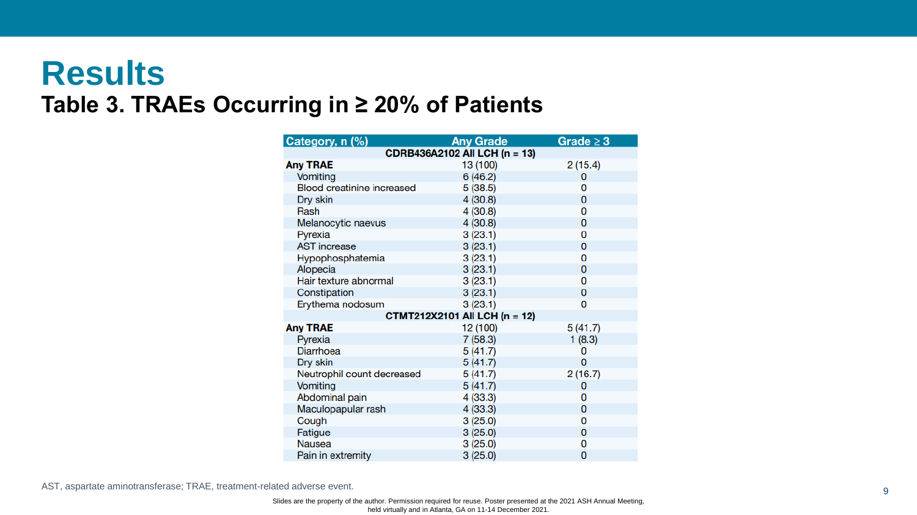# Results

## Table 3. TRAEs Occurring in ≥ 20% of Patients

| Category, n (%) | Any Grade | Grade ≥ 3 |
|---|---|---|
| **CDRB436A2102 All LCH (n = 13)** | | |
| **Any TRAE** | 13 (100) | 2 (15.4) |
| Vomiting | 6 (46.2) | 0 |
| Blood creatinine increased | 5 (38.5) | 0 |
| Dry skin | 4 (30.8) | 0 |
| Rash | 4 (30.8) | 0 |
| Melanocytic naevus | 4 (30.8) | 0 |
| Pyrexia | 3 (23.1) | 0 |
| AST increase | 3 (23.1) | 0 |
| Hypophosphatemia | 3 (23.1) | 0 |
| Alopecia | 3 (23.1) | 0 |
| Hair texture abnormal | 3 (23.1) | 0 |
| Constipation | 3 (23.1) | 0 |
| Erythema nodosum | 3 (23.1) | 0 |
| **CTMT212X2101 All LCH (n = 12)** | | |
| **Any TRAE** | 12 (100) | 5 (41.7) |
| Pyrexia | 7 (58.3) | 1 (8.3) |
| Diarrhoea | 5 (41.7) | 0 |
| Dry skin | 5 (41.7) | 0 |
| Neutrophil count decreased | 5 (41.7) | 2 (16.7) |
| Vomiting | 5 (41.7) | 0 |
| Abdominal pain | 4 (33.3) | 0 |
| Maculopapular rash | 4 (33.3) | 0 |
| Cough | 3 (25.0) | 0 |
| Fatigue | 3 (25.0) | 0 |
| Nausea | 3 (25.0) | 0 |
| Pain in extremity | 3 (25.0) | 0 |

AST, aspartate aminotransferase; TRAE, treatment-related adverse event.

Slides are the property of the author. Permission required for reuse. Poster presented at the 2021 ASH Annual Meeting, held virtually and in Atlanta, GA on 11-14 December 2021.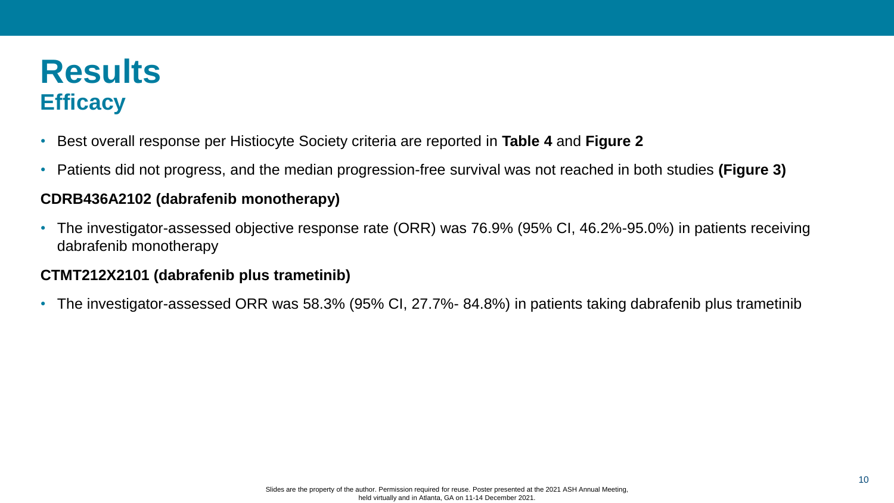# Results

## Efficacy

- Best overall response per Histiocyte Society criteria are reported in **Table 4** and **Figure 2**
- Patients did not progress, and the median progression-free survival was not reached in both studies **(Figure 3)**

**CDRB436A2102 (dabrafenib monotherapy)**

- The investigator-assessed objective response rate (ORR) was 76.9% (95% CI, 46.2%-95.0%) in patients receiving dabrafenib monotherapy

**CTMT212X2101 (dabrafenib plus trametinib)**

- The investigator-assessed ORR was 58.3% (95% CI, 27.7%- 84.8%) in patients taking dabrafenib plus trametinib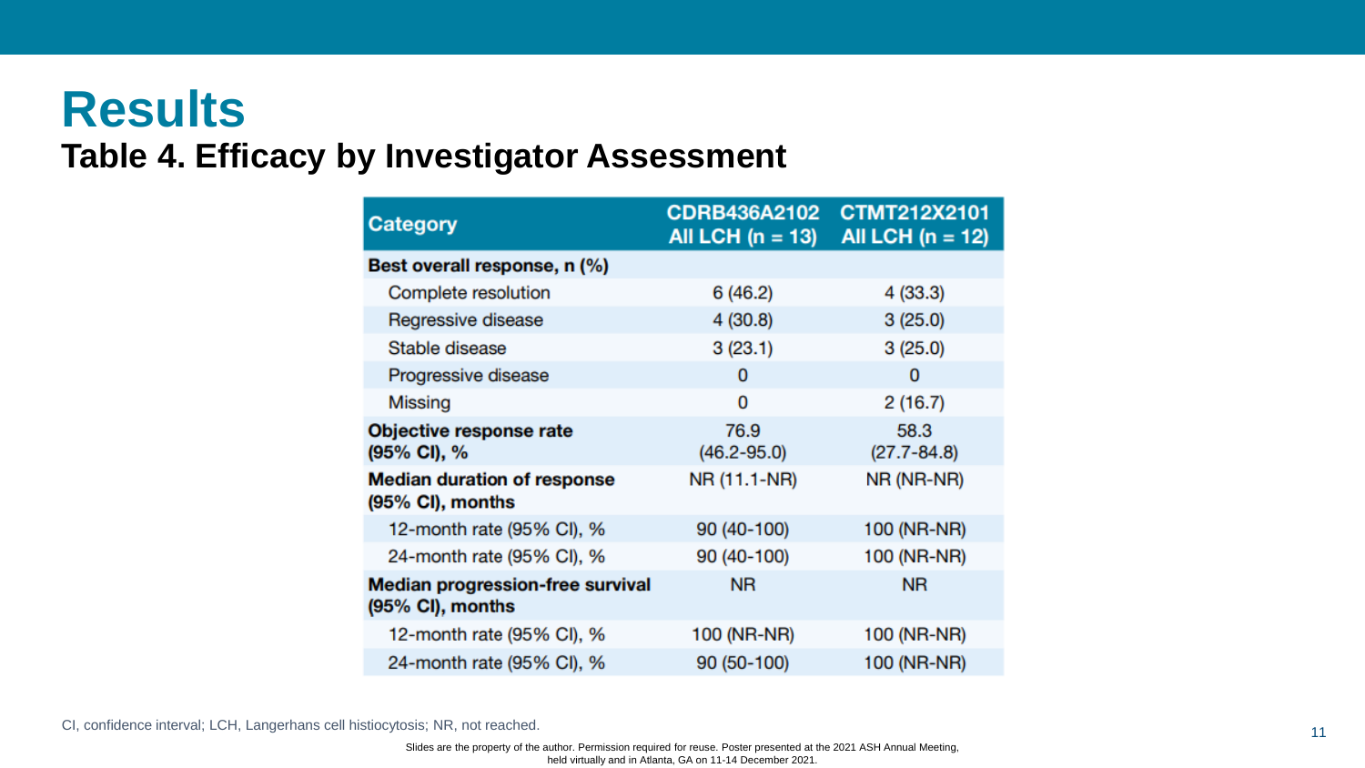# Results

## Table 4. Efficacy by Investigator Assessment

| Category | CDRB436A2102 All LCH (n = 13) | CTMT212X2101 All LCH (n = 12) |
|---|---|---|
| **Best overall response, n (%)** | | |
| Complete resolution | 6 (46.2) | 4 (33.3) |
| Regressive disease | 4 (30.8) | 3 (25.0) |
| Stable disease | 3 (23.1) | 3 (25.0) |
| Progressive disease | 0 | 0 |
| Missing | 0 | 2 (16.7) |
| **Objective response rate (95% CI), %** | 76.9 (46.2-95.0) | 58.3 (27.7-84.8) |
| **Median duration of response (95% CI), months** | NR (11.1-NR) | NR (NR-NR) |
| 12-month rate (95% CI), % | 90 (40-100) | 100 (NR-NR) |
| 24-month rate (95% CI), % | 90 (40-100) | 100 (NR-NR) |
| **Median progression-free survival (95% CI), months** | NR | NR |
| 12-month rate (95% CI), % | 100 (NR-NR) | 100 (NR-NR) |
| 24-month rate (95% CI), % | 90 (50-100) | 100 (NR-NR) |

CI, confidence interval; LCH, Langerhans cell histiocytosis; NR, not reached.

Slides are the property of the author. Permission required for reuse. Poster presented at the 2021 ASH Annual Meeting, held virtually and in Atlanta, GA on 11-14 December 2021.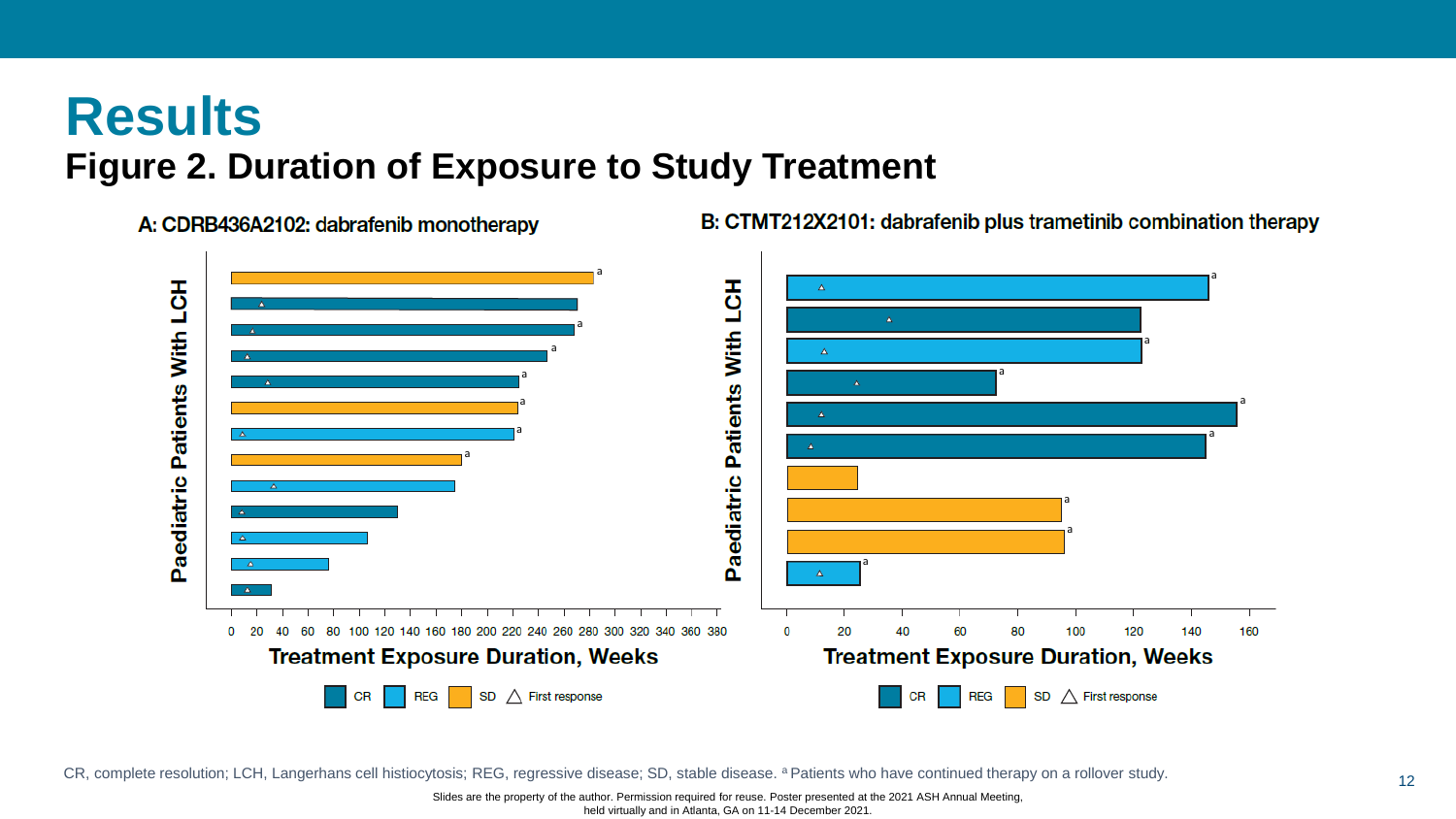# Results

## Figure 2. Duration of Exposure to Study Treatment

A: CDRB436A2102: dabrafenib monotherapy

Paediatric Patients With LCH

0 20 40 60 80 100 120 140 160 180 200 220 240 260 280 300 320 340 360 380

Treatment Exposure Duration, Weeks

CR REG SD △ First response

B: CTMT212X2101: dabrafenib plus trametinib combination therapy

Paediatric Patients With LCH

0 20 40 60 80 100 120 140 160

Treatment Exposure Duration, Weeks

CR REG SD △ First response

CR, complete resolution; LCH, Langerhans cell histiocytosis; REG, regressive disease; SD, stable disease. [a] Patients who have continued therapy on a rollover study.

Slides are the property of the author. Permission required for reuse. Poster presented at the 2021 ASH Annual Meeting, held virtually and in Atlanta, GA on 11-14 December 2021.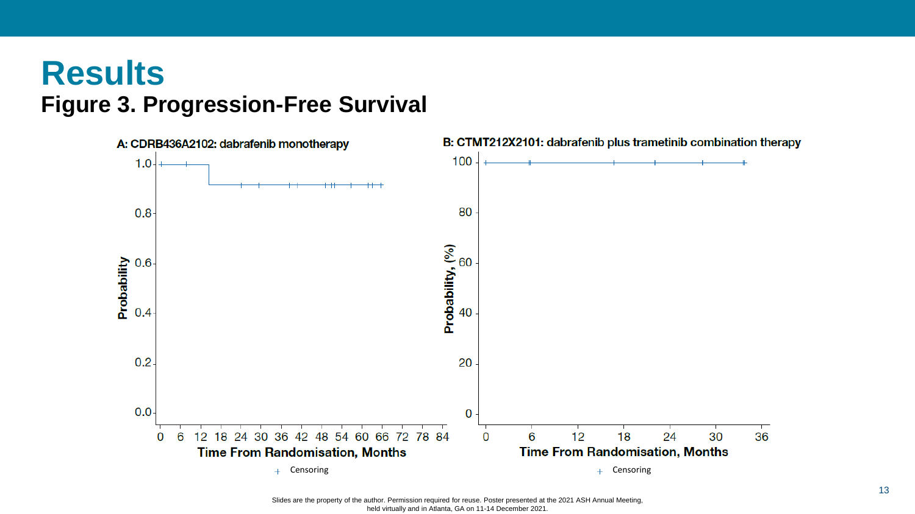# Results

## Figure 3. Progression-Free Survival

A: CDRB436A2102: dabrafenib monotherapy

Probability

1.0
0.8
0.6
0.4
0.2
0.0

0 6 12 18 24 30 36 42 48 54 60 66 72 78 84

Time From Randomisation, Months

+ Censoring

B: CTMT212X2101: dabrafenib plus trametinib combination therapy

Probability, (%)

100
80
60
40
20
0

0 6 12 18 24 30 36

Time From Randomisation, Months

+ Censoring

Slides are the property of the author. Permission required for reuse. Poster presented at the 2021 ASH Annual Meeting, held virtually and in Atlanta, GA on 11-14 December 2021.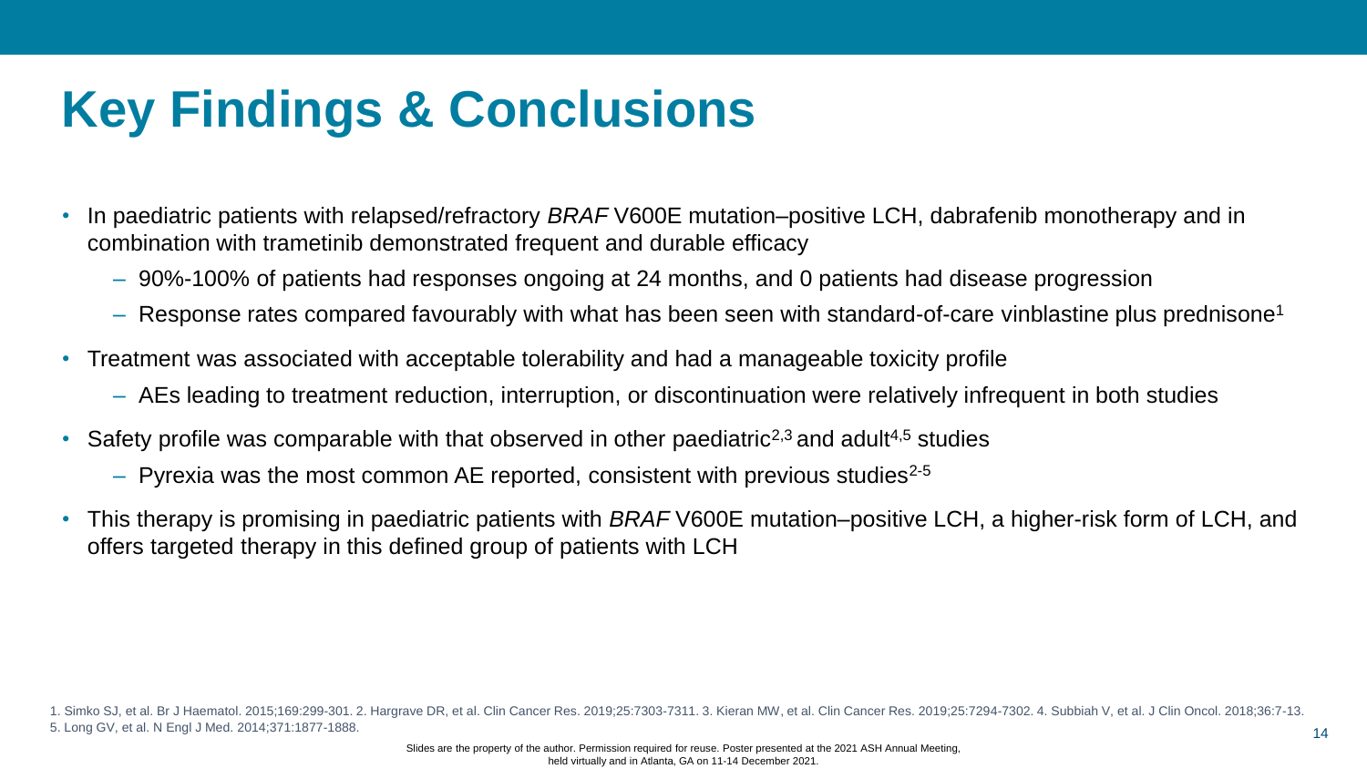# Key Findings & Conclusions

- In paediatric patients with relapsed/refractory *BRAF* V600E mutation–positive LCH, dabrafenib monotherapy and in combination with trametinib demonstrated frequent and durable efficacy
  - 90%-100% of patients had responses ongoing at 24 months, and 0 patients had disease progression
  - Response rates compared favourably with what has been seen with standard-of-care vinblastine plus prednisone[1]
- Treatment was associated with acceptable tolerability and had a manageable toxicity profile
  - AEs leading to treatment reduction, interruption, or discontinuation were relatively infrequent in both studies
- Safety profile was comparable with that observed in other paediatric[2,3] and adult[4,5] studies
  - Pyrexia was the most common AE reported, consistent with previous studies[2-5]
- This therapy is promising in paediatric patients with *BRAF* V600E mutation–positive LCH, a higher-risk form of LCH, and offers targeted therapy in this defined group of patients with LCH

1. Simko SJ, et al. Br J Haematol. 2015;169:299-301. 2. Hargrave DR, et al. Clin Cancer Res. 2019;25:7303-7311. 3. Kieran MW, et al. Clin Cancer Res. 2019;25:7294-7302. 4. Subbiah V, et al. J Clin Oncol. 2018;36:7-13. 5. Long GV, et al. N Engl J Med. 2014;371:1877-1888.

Slides are the property of the author. Permission required for reuse. Poster presented at the 2021 ASH Annual Meeting, held virtually and in Atlanta, GA on 11-14 December 2021.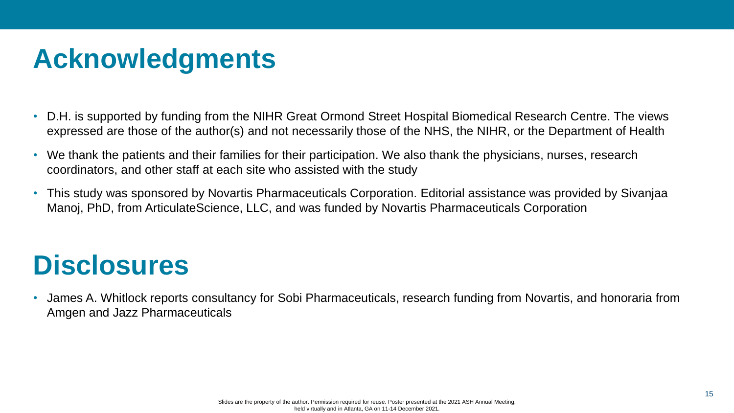# Acknowledgments

- D.H. is supported by funding from the NIHR Great Ormond Street Hospital Biomedical Research Centre. The views expressed are those of the author(s) and not necessarily those of the NHS, the NIHR, or the Department of Health
- We thank the patients and their families for their participation. We also thank the physicians, nurses, research coordinators, and other staff at each site who assisted with the study
- This study was sponsored by Novartis Pharmaceuticals Corporation. Editorial assistance was provided by Sivanjaa Manoj, PhD, from ArticulateScience, LLC, and was funded by Novartis Pharmaceuticals Corporation

# Disclosures

- James A. Whitlock reports consultancy for Sobi Pharmaceuticals, research funding from Novartis, and honoraria from Amgen and Jazz Pharmaceuticals